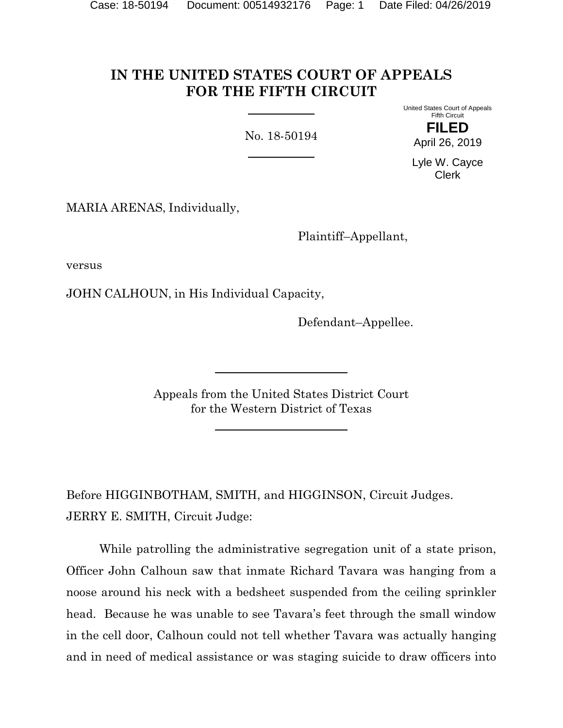# IN THE UNITED STATES COURT OF APPEALS FOR THE FIFTH CIRCUIT

No. 18-50194

United States Court of Appeals
Fifth Circuit

**FILED**

April 26, 2019

Lyle W. Cayce
Clerk

MARIA ARENAS, Individually,

Plaintiff–Appellant,

versus

JOHN CALHOUN, in His Individual Capacity,

Defendant–Appellee.

Appeals from the United States District Court
for the Western District of Texas

Before HIGGINBOTHAM, SMITH, and HIGGINSON, Circuit Judges.

JERRY E. SMITH, Circuit Judge:

While patrolling the administrative segregation unit of a state prison, Officer John Calhoun saw that inmate Richard Tavara was hanging from a noose around his neck with a bedsheet suspended from the ceiling sprinkler head. Because he was unable to see Tavara's feet through the small window in the cell door, Calhoun could not tell whether Tavara was actually hanging and in need of medical assistance or was staging suicide to draw officers into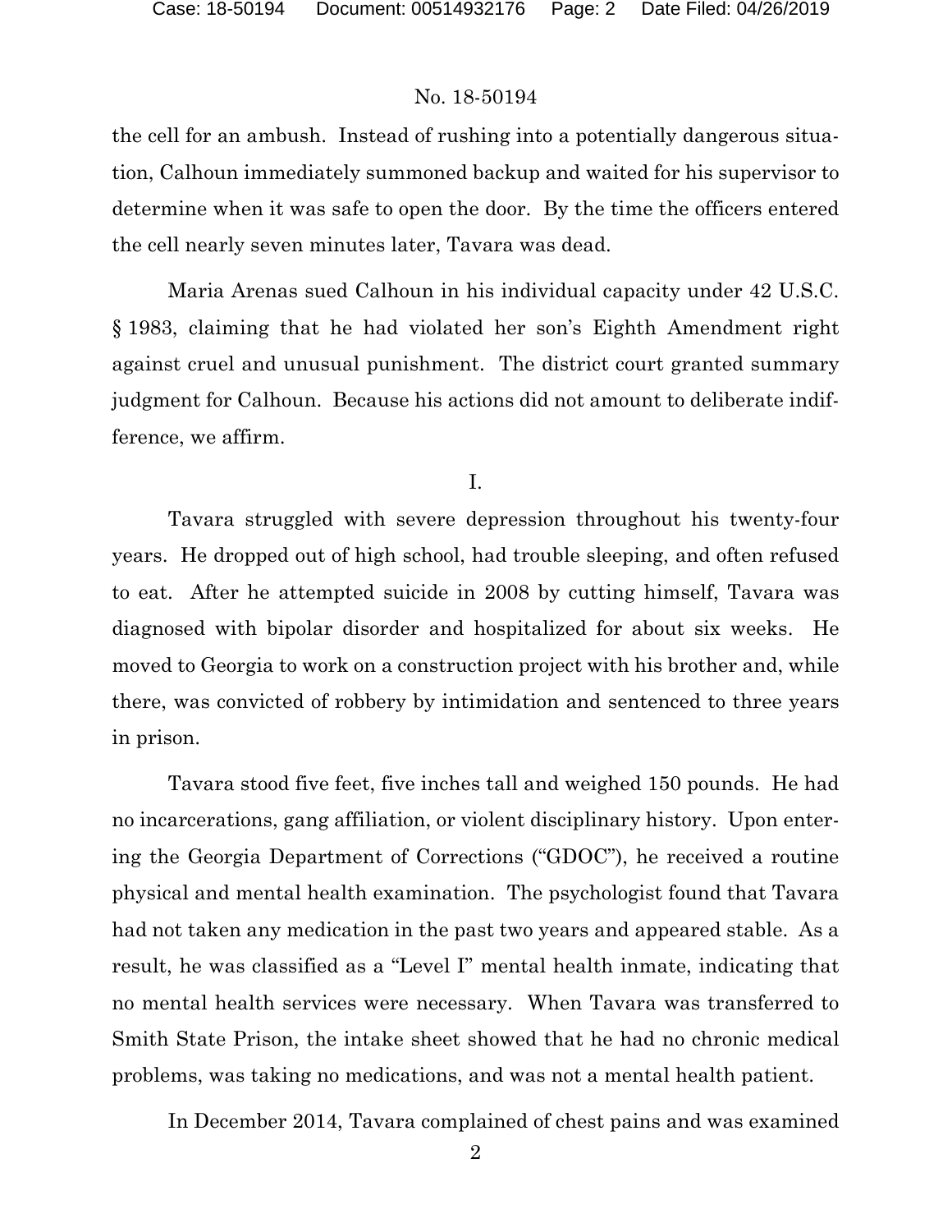the cell for an ambush. Instead of rushing into a potentially dangerous situation, Calhoun immediately summoned backup and waited for his supervisor to determine when it was safe to open the door. By the time the officers entered the cell nearly seven minutes later, Tavara was dead.

Maria Arenas sued Calhoun in his individual capacity under 42 U.S.C. § 1983, claiming that he had violated her son's Eighth Amendment right against cruel and unusual punishment. The district court granted summary judgment for Calhoun. Because his actions did not amount to deliberate indifference, we affirm.

I.

Tavara struggled with severe depression throughout his twenty-four years. He dropped out of high school, had trouble sleeping, and often refused to eat. After he attempted suicide in 2008 by cutting himself, Tavara was diagnosed with bipolar disorder and hospitalized for about six weeks. He moved to Georgia to work on a construction project with his brother and, while there, was convicted of robbery by intimidation and sentenced to three years in prison.

Tavara stood five feet, five inches tall and weighed 150 pounds. He had no incarcerations, gang affiliation, or violent disciplinary history. Upon entering the Georgia Department of Corrections ("GDOC"), he received a routine physical and mental health examination. The psychologist found that Tavara had not taken any medication in the past two years and appeared stable. As a result, he was classified as a "Level I" mental health inmate, indicating that no mental health services were necessary. When Tavara was transferred to Smith State Prison, the intake sheet showed that he had no chronic medical problems, was taking no medications, and was not a mental health patient.

In December 2014, Tavara complained of chest pains and was examined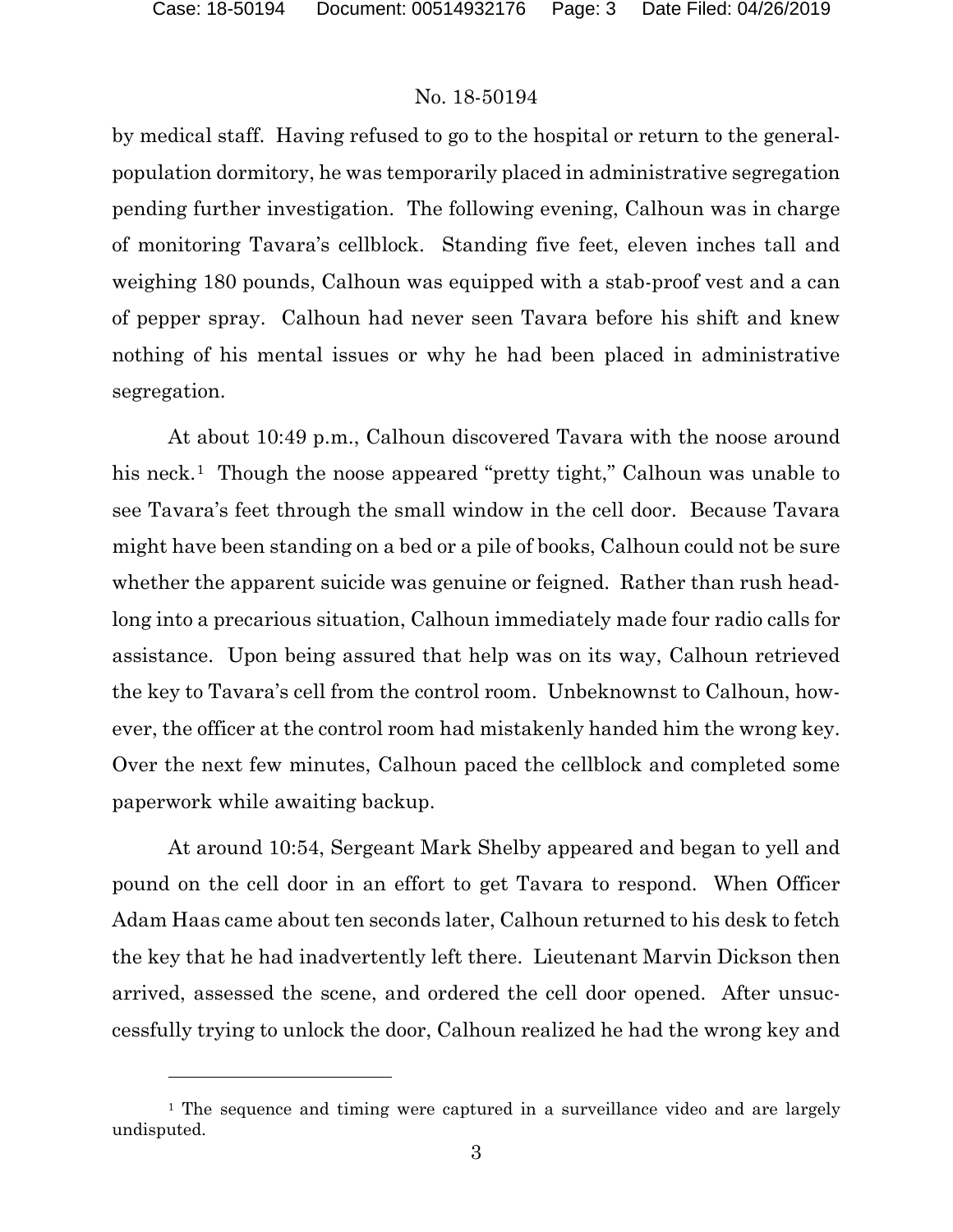by medical staff. Having refused to go to the hospital or return to the general-population dormitory, he was temporarily placed in administrative segregation pending further investigation. The following evening, Calhoun was in charge of monitoring Tavara's cellblock. Standing five feet, eleven inches tall and weighing 180 pounds, Calhoun was equipped with a stab-proof vest and a can of pepper spray. Calhoun had never seen Tavara before his shift and knew nothing of his mental issues or why he had been placed in administrative segregation.

At about 10:49 p.m., Calhoun discovered Tavara with the noose around his neck.[1] Though the noose appeared "pretty tight," Calhoun was unable to see Tavara's feet through the small window in the cell door. Because Tavara might have been standing on a bed or a pile of books, Calhoun could not be sure whether the apparent suicide was genuine or feigned. Rather than rush headlong into a precarious situation, Calhoun immediately made four radio calls for assistance. Upon being assured that help was on its way, Calhoun retrieved the key to Tavara's cell from the control room. Unbeknownst to Calhoun, however, the officer at the control room had mistakenly handed him the wrong key. Over the next few minutes, Calhoun paced the cellblock and completed some paperwork while awaiting backup.

At around 10:54, Sergeant Mark Shelby appeared and began to yell and pound on the cell door in an effort to get Tavara to respond. When Officer Adam Haas came about ten seconds later, Calhoun returned to his desk to fetch the key that he had inadvertently left there. Lieutenant Marvin Dickson then arrived, assessed the scene, and ordered the cell door opened. After unsuccessfully trying to unlock the door, Calhoun realized he had the wrong key and

[1] The sequence and timing were captured in a surveillance video and are largely undisputed.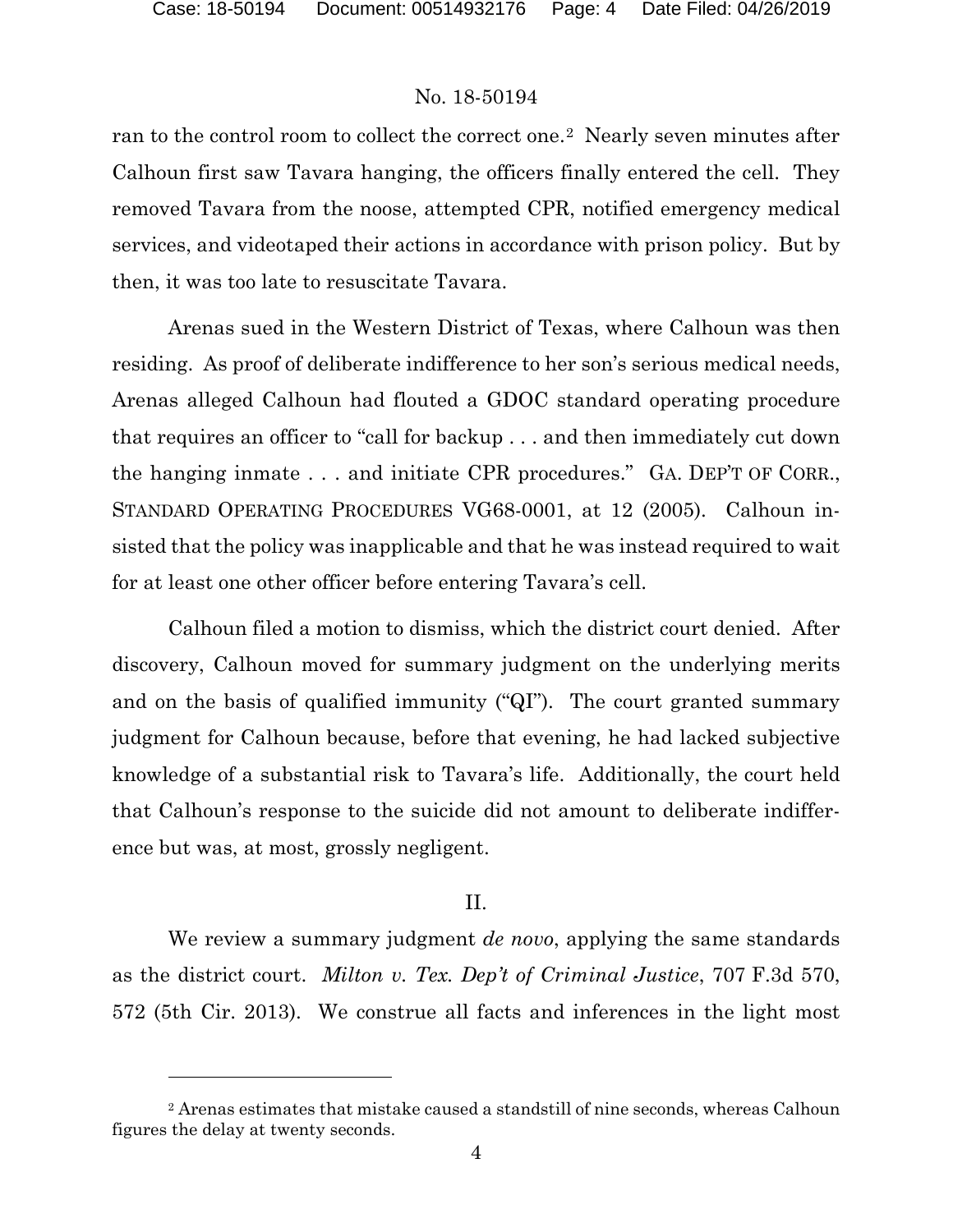ran to the control room to collect the correct one.[2] Nearly seven minutes after Calhoun first saw Tavara hanging, the officers finally entered the cell. They removed Tavara from the noose, attempted CPR, notified emergency medical services, and videotaped their actions in accordance with prison policy. But by then, it was too late to resuscitate Tavara.

Arenas sued in the Western District of Texas, where Calhoun was then residing. As proof of deliberate indifference to her son's serious medical needs, Arenas alleged Calhoun had flouted a GDOC standard operating procedure that requires an officer to "call for backup . . . and then immediately cut down the hanging inmate . . . and initiate CPR procedures." GA. DEP'T OF CORR., STANDARD OPERATING PROCEDURES VG68-0001, at 12 (2005). Calhoun insisted that the policy was inapplicable and that he was instead required to wait for at least one other officer before entering Tavara's cell.

Calhoun filed a motion to dismiss, which the district court denied. After discovery, Calhoun moved for summary judgment on the underlying merits and on the basis of qualified immunity ("QI"). The court granted summary judgment for Calhoun because, before that evening, he had lacked subjective knowledge of a substantial risk to Tavara's life. Additionally, the court held that Calhoun's response to the suicide did not amount to deliberate indifference but was, at most, grossly negligent.

## II.

We review a summary judgment *de novo*, applying the same standards as the district court. *Milton v. Tex. Dep't of Criminal Justice*, 707 F.3d 570, 572 (5th Cir. 2013). We construe all facts and inferences in the light most

---

[2] Arenas estimates that mistake caused a standstill of nine seconds, whereas Calhoun figures the delay at twenty seconds.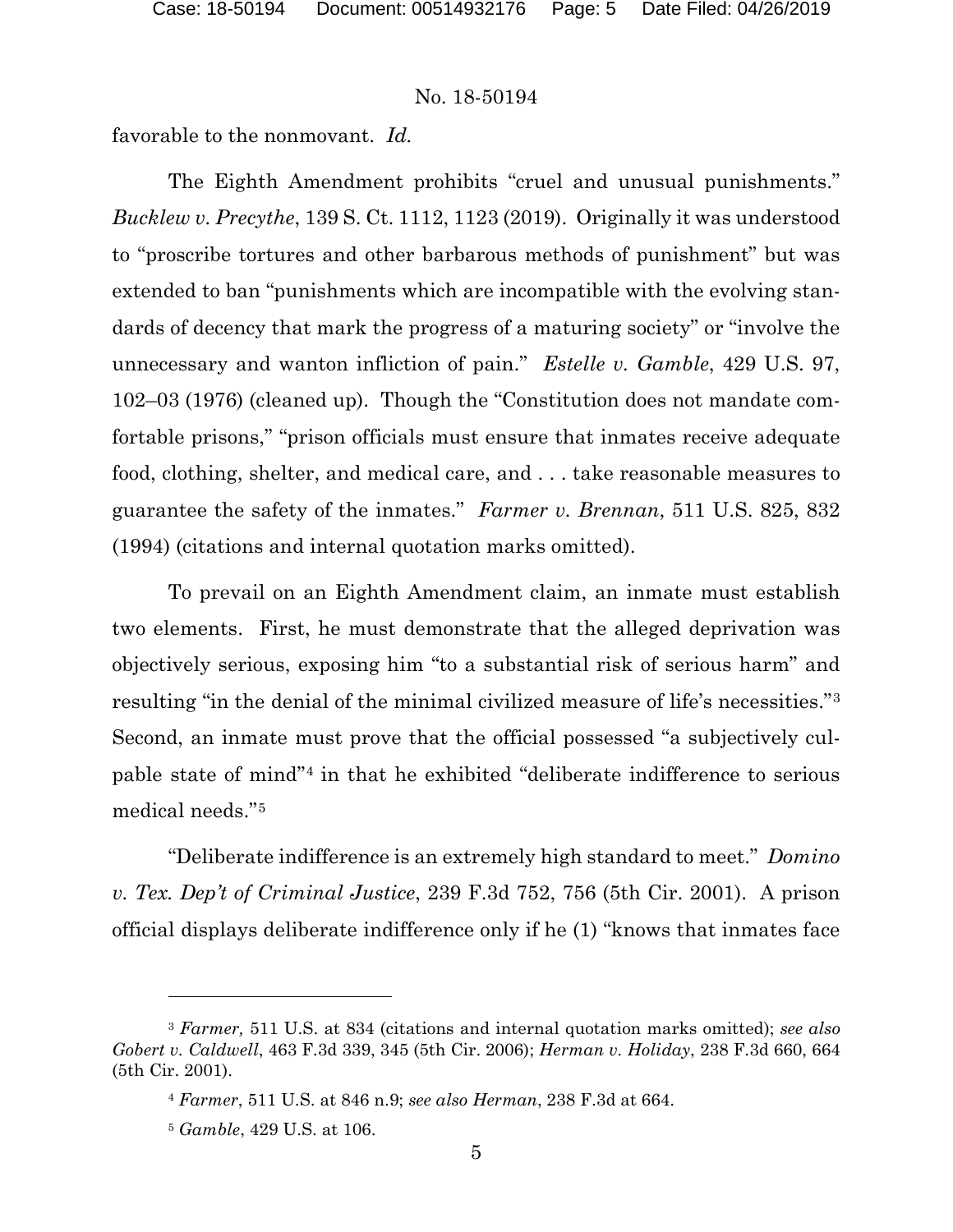favorable to the nonmovant. *Id.*

The Eighth Amendment prohibits "cruel and unusual punishments." *Bucklew v. Precythe*, 139 S. Ct. 1112, 1123 (2019). Originally it was understood to "proscribe tortures and other barbarous methods of punishment" but was extended to ban "punishments which are incompatible with the evolving standards of decency that mark the progress of a maturing society" or "involve the unnecessary and wanton infliction of pain." *Estelle v. Gamble*, 429 U.S. 97, 102–03 (1976) (cleaned up). Though the "Constitution does not mandate comfortable prisons," "prison officials must ensure that inmates receive adequate food, clothing, shelter, and medical care, and . . . take reasonable measures to guarantee the safety of the inmates." *Farmer v. Brennan*, 511 U.S. 825, 832 (1994) (citations and internal quotation marks omitted).

To prevail on an Eighth Amendment claim, an inmate must establish two elements. First, he must demonstrate that the alleged deprivation was objectively serious, exposing him "to a substantial risk of serious harm" and resulting "in the denial of the minimal civilized measure of life's necessities."[3] Second, an inmate must prove that the official possessed "a subjectively culpable state of mind"[4] in that he exhibited "deliberate indifference to serious medical needs."[5]

"Deliberate indifference is an extremely high standard to meet." *Domino v. Tex. Dep't of Criminal Justice*, 239 F.3d 752, 756 (5th Cir. 2001). A prison official displays deliberate indifference only if he (1) "knows that inmates face

---

[3] *Farmer,* 511 U.S. at 834 (citations and internal quotation marks omitted); *see also Gobert v. Caldwell*, 463 F.3d 339, 345 (5th Cir. 2006); *Herman v. Holiday*, 238 F.3d 660, 664 (5th Cir. 2001).

[4] *Farmer*, 511 U.S. at 846 n.9; *see also Herman*, 238 F.3d at 664.

[5] *Gamble*, 429 U.S. at 106.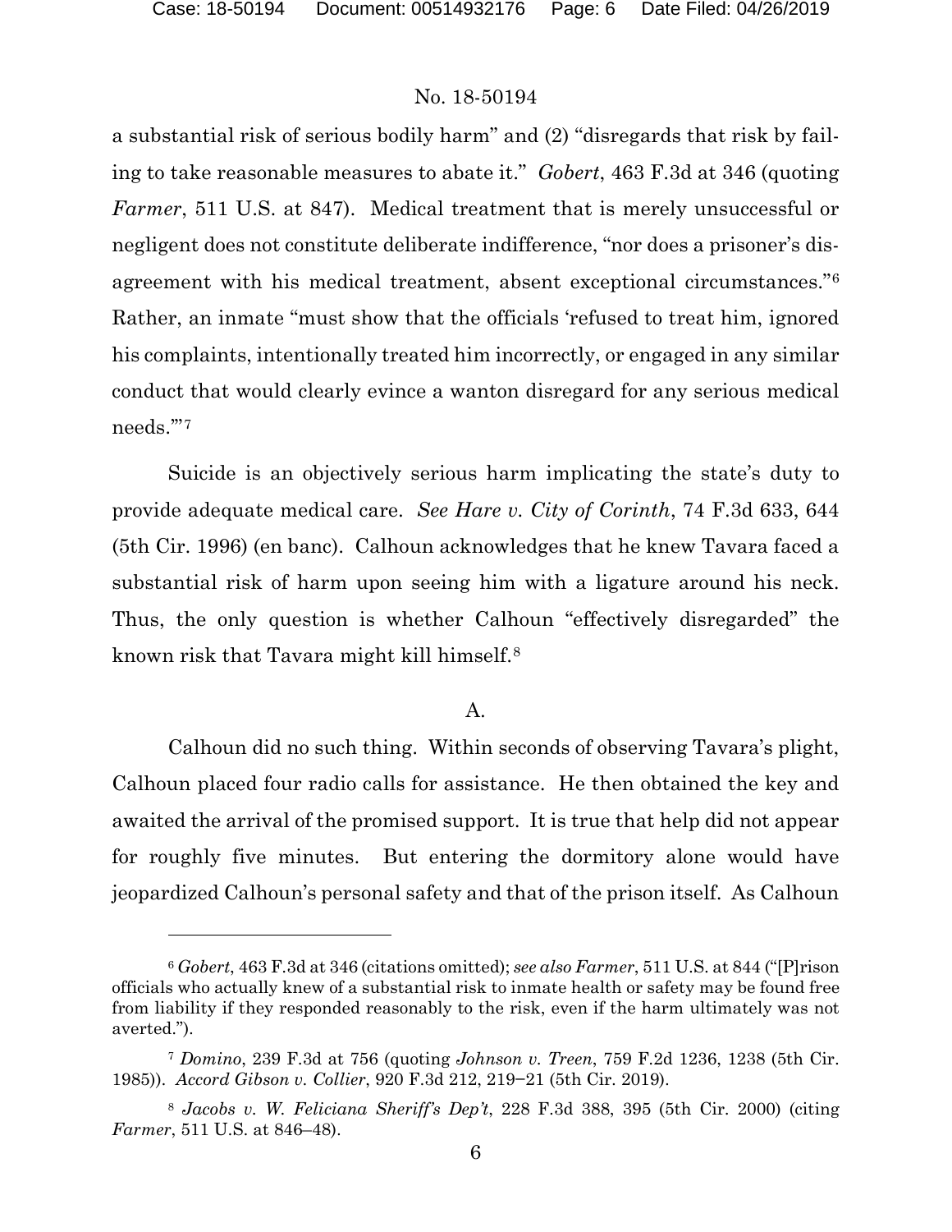a substantial risk of serious bodily harm" and (2) "disregards that risk by failing to take reasonable measures to abate it." *Gobert*, 463 F.3d at 346 (quoting *Farmer*, 511 U.S. at 847). Medical treatment that is merely unsuccessful or negligent does not constitute deliberate indifference, "nor does a prisoner's disagreement with his medical treatment, absent exceptional circumstances."[6] Rather, an inmate "must show that the officials 'refused to treat him, ignored his complaints, intentionally treated him incorrectly, or engaged in any similar conduct that would clearly evince a wanton disregard for any serious medical needs.'"[7]

Suicide is an objectively serious harm implicating the state's duty to provide adequate medical care. *See Hare v. City of Corinth*, 74 F.3d 633, 644 (5th Cir. 1996) (en banc). Calhoun acknowledges that he knew Tavara faced a substantial risk of harm upon seeing him with a ligature around his neck. Thus, the only question is whether Calhoun "effectively disregarded" the known risk that Tavara might kill himself.[8]

A.

Calhoun did no such thing. Within seconds of observing Tavara's plight, Calhoun placed four radio calls for assistance. He then obtained the key and awaited the arrival of the promised support. It is true that help did not appear for roughly five minutes. But entering the dormitory alone would have jeopardized Calhoun's personal safety and that of the prison itself. As Calhoun

---

[6] *Gobert*, 463 F.3d at 346 (citations omitted); *see also Farmer*, 511 U.S. at 844 ("[P]rison officials who actually knew of a substantial risk to inmate health or safety may be found free from liability if they responded reasonably to the risk, even if the harm ultimately was not averted.").

[7] *Domino*, 239 F.3d at 756 (quoting *Johnson v. Treen*, 759 F.2d 1236, 1238 (5th Cir. 1985)). *Accord Gibson v. Collier*, 920 F.3d 212, 219–21 (5th Cir. 2019).

[8] *Jacobs v. W. Feliciana Sheriff's Dep't*, 228 F.3d 388, 395 (5th Cir. 2000) (citing *Farmer*, 511 U.S. at 846–48).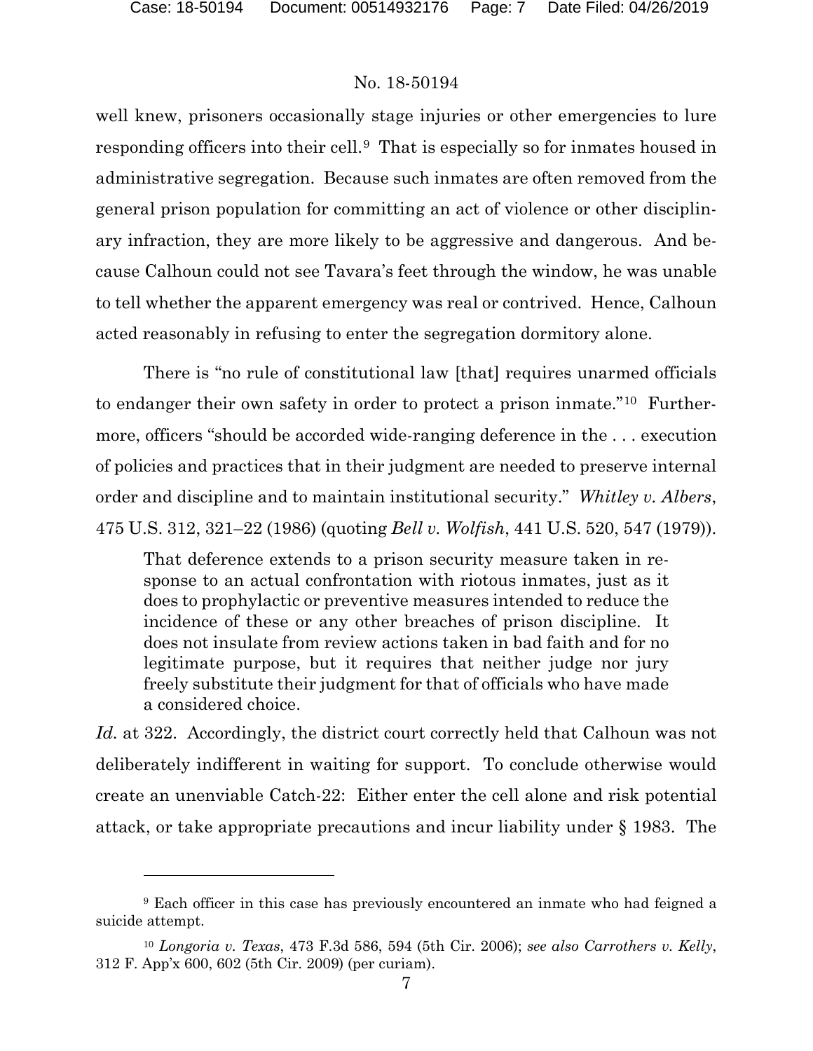well knew, prisoners occasionally stage injuries or other emergencies to lure responding officers into their cell.[9] That is especially so for inmates housed in administrative segregation. Because such inmates are often removed from the general prison population for committing an act of violence or other disciplinary infraction, they are more likely to be aggressive and dangerous. And because Calhoun could not see Tavara's feet through the window, he was unable to tell whether the apparent emergency was real or contrived. Hence, Calhoun acted reasonably in refusing to enter the segregation dormitory alone.

There is "no rule of constitutional law [that] requires unarmed officials to endanger their own safety in order to protect a prison inmate."[10] Furthermore, officers "should be accorded wide-ranging deference in the . . . execution of policies and practices that in their judgment are needed to preserve internal order and discipline and to maintain institutional security." *Whitley v. Albers*, 475 U.S. 312, 321–22 (1986) (quoting *Bell v. Wolfish*, 441 U.S. 520, 547 (1979)).

> That deference extends to a prison security measure taken in response to an actual confrontation with riotous inmates, just as it does to prophylactic or preventive measures intended to reduce the incidence of these or any other breaches of prison discipline. It does not insulate from review actions taken in bad faith and for no legitimate purpose, but it requires that neither judge nor jury freely substitute their judgment for that of officials who have made a considered choice.

*Id.* at 322. Accordingly, the district court correctly held that Calhoun was not deliberately indifferent in waiting for support. To conclude otherwise would create an unenviable Catch-22: Either enter the cell alone and risk potential attack, or take appropriate precautions and incur liability under § 1983. The

---

[9] Each officer in this case has previously encountered an inmate who had feigned a suicide attempt.

[10] *Longoria v. Texas*, 473 F.3d 586, 594 (5th Cir. 2006); *see also Carrothers v. Kelly*, 312 F. App'x 600, 602 (5th Cir. 2009) (per curiam).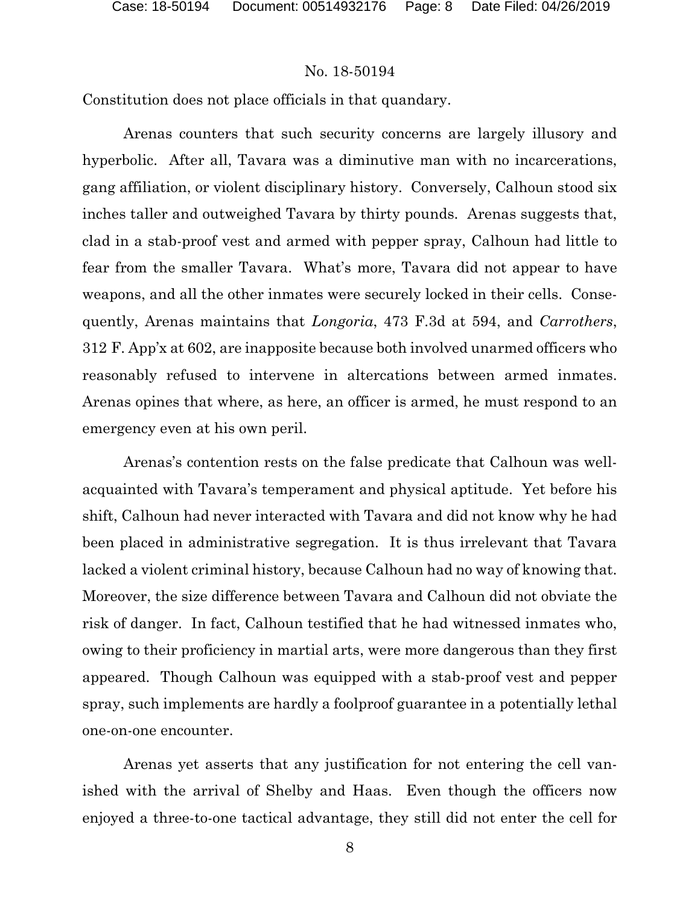Constitution does not place officials in that quandary.

Arenas counters that such security concerns are largely illusory and hyperbolic. After all, Tavara was a diminutive man with no incarcerations, gang affiliation, or violent disciplinary history. Conversely, Calhoun stood six inches taller and outweighed Tavara by thirty pounds. Arenas suggests that, clad in a stab-proof vest and armed with pepper spray, Calhoun had little to fear from the smaller Tavara. What's more, Tavara did not appear to have weapons, and all the other inmates were securely locked in their cells. Consequently, Arenas maintains that *Longoria*, 473 F.3d at 594, and *Carrothers*, 312 F. App'x at 602, are inapposite because both involved unarmed officers who reasonably refused to intervene in altercations between armed inmates. Arenas opines that where, as here, an officer is armed, he must respond to an emergency even at his own peril.

Arenas's contention rests on the false predicate that Calhoun was well-acquainted with Tavara's temperament and physical aptitude. Yet before his shift, Calhoun had never interacted with Tavara and did not know why he had been placed in administrative segregation. It is thus irrelevant that Tavara lacked a violent criminal history, because Calhoun had no way of knowing that. Moreover, the size difference between Tavara and Calhoun did not obviate the risk of danger. In fact, Calhoun testified that he had witnessed inmates who, owing to their proficiency in martial arts, were more dangerous than they first appeared. Though Calhoun was equipped with a stab-proof vest and pepper spray, such implements are hardly a foolproof guarantee in a potentially lethal one-on-one encounter.

Arenas yet asserts that any justification for not entering the cell vanished with the arrival of Shelby and Haas. Even though the officers now enjoyed a three-to-one tactical advantage, they still did not enter the cell for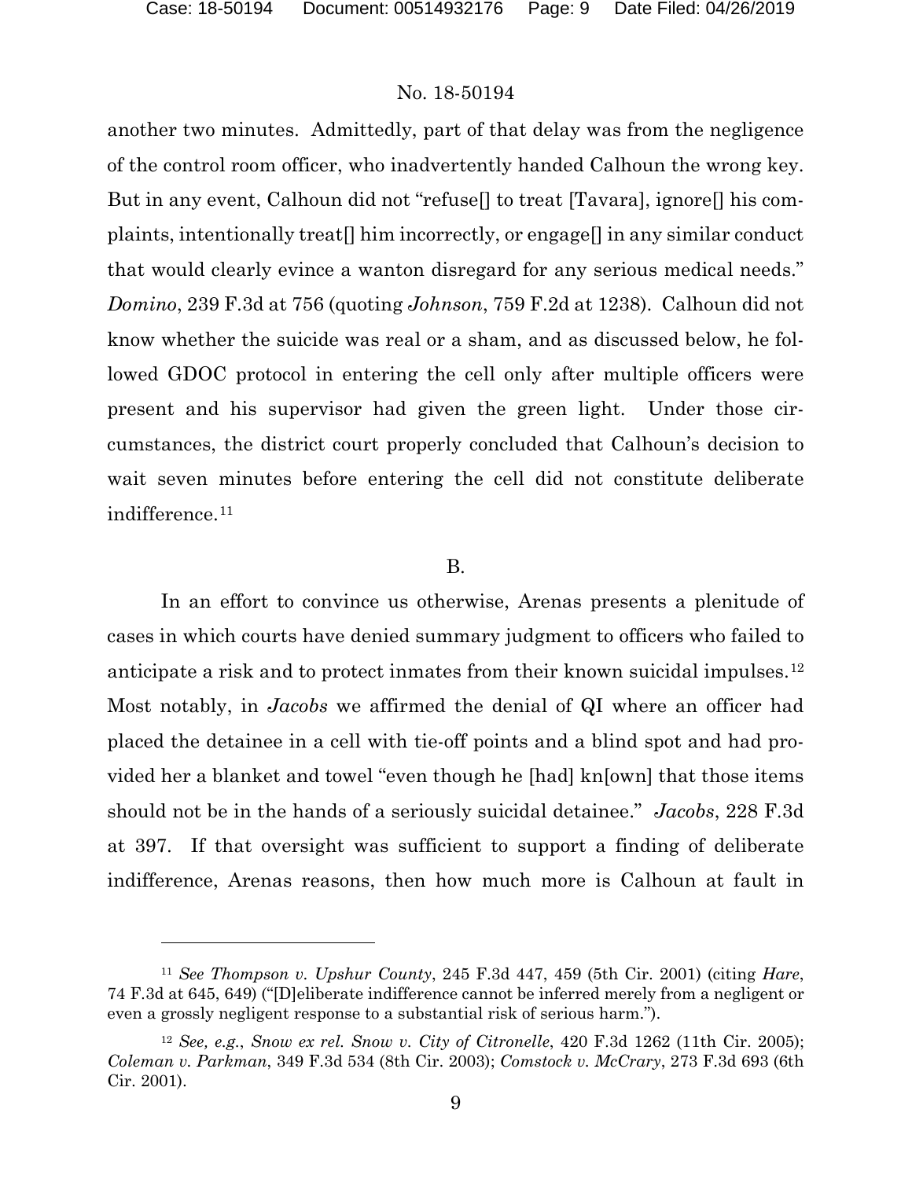another two minutes. Admittedly, part of that delay was from the negligence of the control room officer, who inadvertently handed Calhoun the wrong key. But in any event, Calhoun did not "refuse[] to treat [Tavara], ignore[] his complaints, intentionally treat[] him incorrectly, or engage[] in any similar conduct that would clearly evince a wanton disregard for any serious medical needs." *Domino*, 239 F.3d at 756 (quoting *Johnson*, 759 F.2d at 1238). Calhoun did not know whether the suicide was real or a sham, and as discussed below, he followed GDOC protocol in entering the cell only after multiple officers were present and his supervisor had given the green light. Under those circumstances, the district court properly concluded that Calhoun's decision to wait seven minutes before entering the cell did not constitute deliberate indifference.[11]

B.

In an effort to convince us otherwise, Arenas presents a plenitude of cases in which courts have denied summary judgment to officers who failed to anticipate a risk and to protect inmates from their known suicidal impulses.[12] Most notably, in *Jacobs* we affirmed the denial of QI where an officer had placed the detainee in a cell with tie-off points and a blind spot and had provided her a blanket and towel "even though he [had] kn[own] that those items should not be in the hands of a seriously suicidal detainee." *Jacobs*, 228 F.3d at 397. If that oversight was sufficient to support a finding of deliberate indifference, Arenas reasons, then how much more is Calhoun at fault in

---

[11] *See Thompson v. Upshur County*, 245 F.3d 447, 459 (5th Cir. 2001) (citing *Hare*, 74 F.3d at 645, 649) ("[D]eliberate indifference cannot be inferred merely from a negligent or even a grossly negligent response to a substantial risk of serious harm.").

[12] *See, e.g.*, *Snow ex rel. Snow v. City of Citronelle*, 420 F.3d 1262 (11th Cir. 2005); *Coleman v. Parkman*, 349 F.3d 534 (8th Cir. 2003); *Comstock v. McCrary*, 273 F.3d 693 (6th Cir. 2001).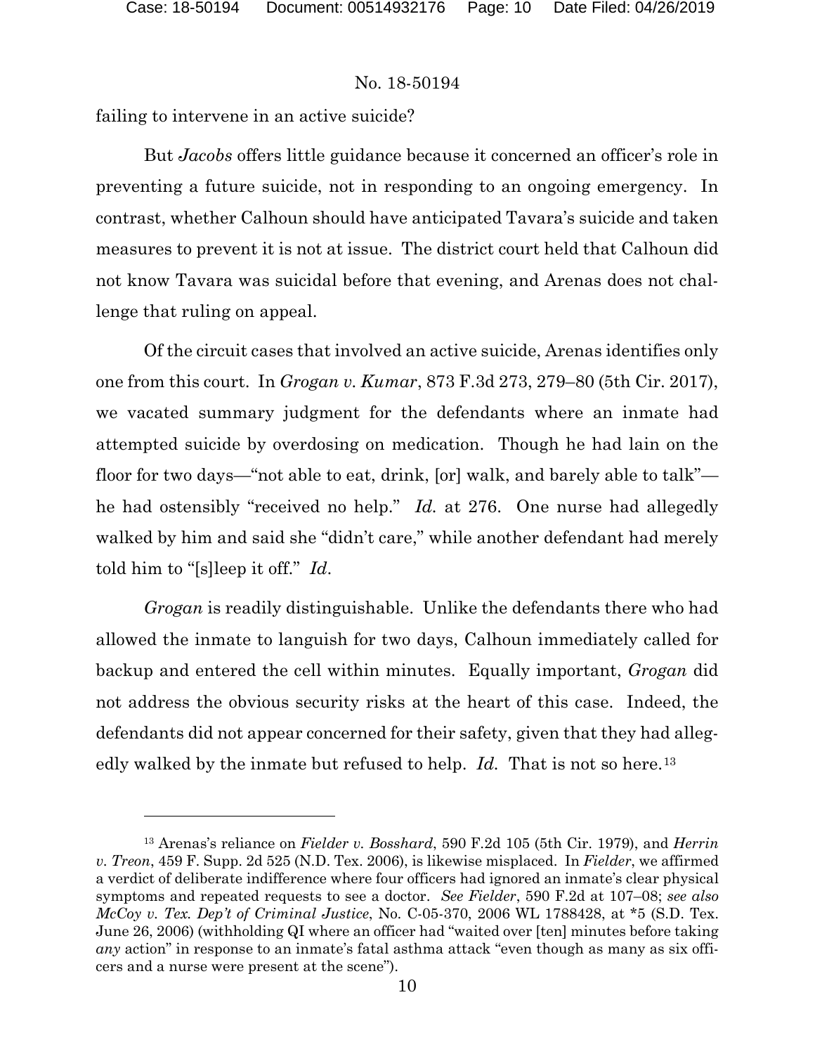failing to intervene in an active suicide?

But *Jacobs* offers little guidance because it concerned an officer's role in preventing a future suicide, not in responding to an ongoing emergency. In contrast, whether Calhoun should have anticipated Tavara's suicide and taken measures to prevent it is not at issue. The district court held that Calhoun did not know Tavara was suicidal before that evening, and Arenas does not challenge that ruling on appeal.

Of the circuit cases that involved an active suicide, Arenas identifies only one from this court. In *Grogan v. Kumar*, 873 F.3d 273, 279–80 (5th Cir. 2017), we vacated summary judgment for the defendants where an inmate had attempted suicide by overdosing on medication. Though he had lain on the floor for two days—"not able to eat, drink, [or] walk, and barely able to talk"—he had ostensibly "received no help." *Id.* at 276. One nurse had allegedly walked by him and said she "didn't care," while another defendant had merely told him to "[s]leep it off." *Id.*

*Grogan* is readily distinguishable. Unlike the defendants there who had allowed the inmate to languish for two days, Calhoun immediately called for backup and entered the cell within minutes. Equally important, *Grogan* did not address the obvious security risks at the heart of this case. Indeed, the defendants did not appear concerned for their safety, given that they had allegedly walked by the inmate but refused to help. *Id.* That is not so here.[13]

---

[13] Arenas's reliance on *Fielder v. Bosshard*, 590 F.2d 105 (5th Cir. 1979), and *Herrin v. Treon*, 459 F. Supp. 2d 525 (N.D. Tex. 2006), is likewise misplaced. In *Fielder*, we affirmed a verdict of deliberate indifference where four officers had ignored an inmate's clear physical symptoms and repeated requests to see a doctor. *See Fielder*, 590 F.2d at 107–08; *see also McCoy v. Tex. Dep't of Criminal Justice*, No. C-05-370, 2006 WL 1788424, at *5 (S.D. Tex. June 26, 2006) (withholding QI where an officer had "waited over [ten] minutes before taking *any* action" in response to an inmate's fatal asthma attack "even though as many as six officers and a nurse were present at the scene").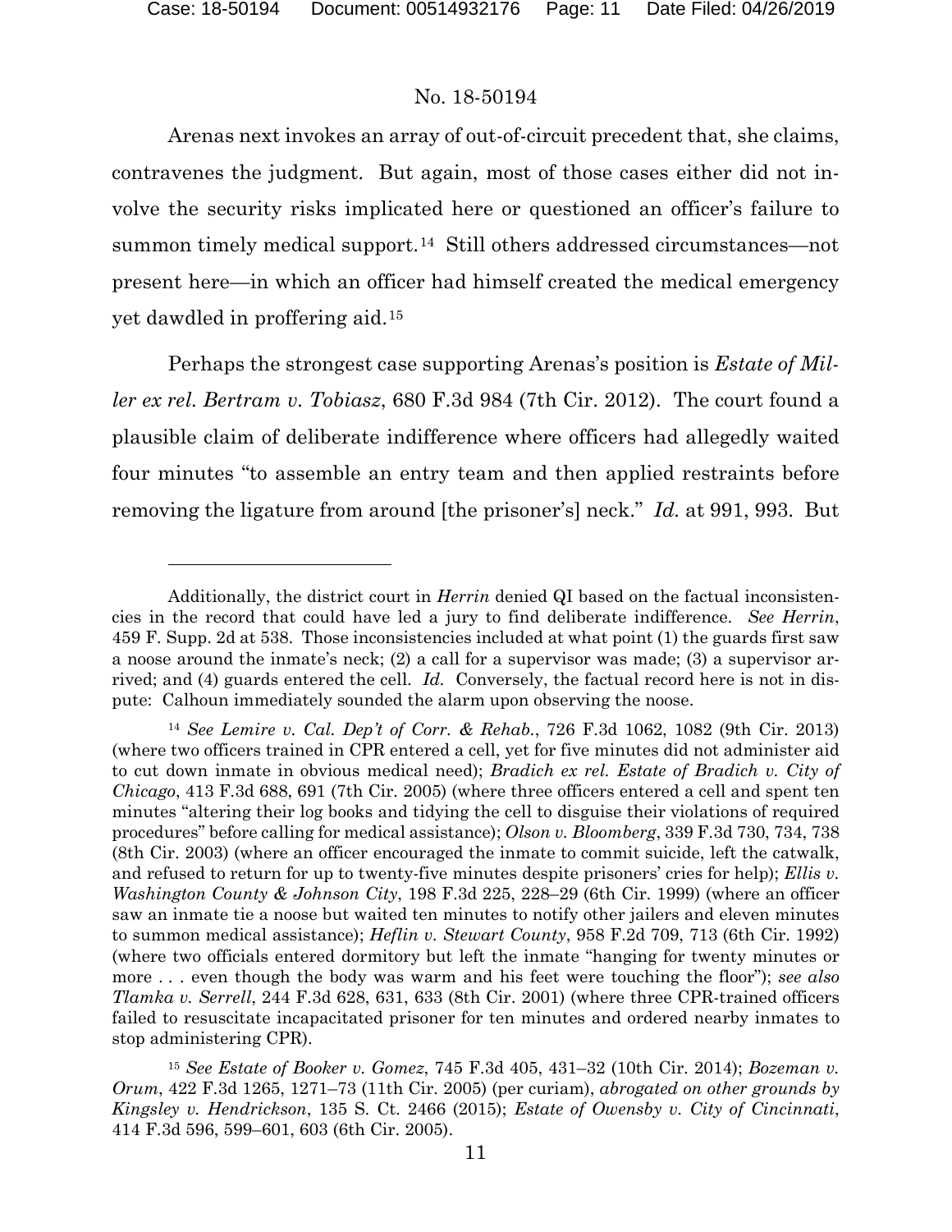Arenas next invokes an array of out-of-circuit precedent that, she claims, contravenes the judgment. But again, most of those cases either did not involve the security risks implicated here or questioned an officer's failure to summon timely medical support.[14] Still others addressed circumstances—not present here—in which an officer had himself created the medical emergency yet dawdled in proffering aid.[15]

Perhaps the strongest case supporting Arenas's position is *Estate of Miller ex rel. Bertram v. Tobiasz*, 680 F.3d 984 (7th Cir. 2012). The court found a plausible claim of deliberate indifference where officers had allegedly waited four minutes "to assemble an entry team and then applied restraints before removing the ligature from around [the prisoner's] neck." *Id.* at 991, 993. But

---

Additionally, the district court in *Herrin* denied QI based on the factual inconsistencies in the record that could have led a jury to find deliberate indifference. *See Herrin*, 459 F. Supp. 2d at 538. Those inconsistencies included at what point (1) the guards first saw a noose around the inmate's neck; (2) a call for a supervisor was made; (3) a supervisor arrived; and (4) guards entered the cell. *Id.* Conversely, the factual record here is not in dispute: Calhoun immediately sounded the alarm upon observing the noose.

[14] *See Lemire v. Cal. Dep't of Corr. & Rehab.*, 726 F.3d 1062, 1082 (9th Cir. 2013) (where two officers trained in CPR entered a cell, yet for five minutes did not administer aid to cut down inmate in obvious medical need); *Bradich ex rel. Estate of Bradich v. City of Chicago*, 413 F.3d 688, 691 (7th Cir. 2005) (where three officers entered a cell and spent ten minutes "altering their log books and tidying the cell to disguise their violations of required procedures" before calling for medical assistance); *Olson v. Bloomberg*, 339 F.3d 730, 734, 738 (8th Cir. 2003) (where an officer encouraged the inmate to commit suicide, left the catwalk, and refused to return for up to twenty-five minutes despite prisoners' cries for help); *Ellis v. Washington County & Johnson City*, 198 F.3d 225, 228–29 (6th Cir. 1999) (where an officer saw an inmate tie a noose but waited ten minutes to notify other jailers and eleven minutes to summon medical assistance); *Heflin v. Stewart County*, 958 F.2d 709, 713 (6th Cir. 1992) (where two officials entered dormitory but left the inmate "hanging for twenty minutes or more . . . even though the body was warm and his feet were touching the floor"); *see also Tlamka v. Serrell*, 244 F.3d 628, 631, 633 (8th Cir. 2001) (where three CPR-trained officers failed to resuscitate incapacitated prisoner for ten minutes and ordered nearby inmates to stop administering CPR).

[15] *See Estate of Booker v. Gomez*, 745 F.3d 405, 431–32 (10th Cir. 2014); *Bozeman v. Orum*, 422 F.3d 1265, 1271–73 (11th Cir. 2005) (per curiam), *abrogated on other grounds by Kingsley v. Hendrickson*, 135 S. Ct. 2466 (2015); *Estate of Owensby v. City of Cincinnati*, 414 F.3d 596, 599–601, 603 (6th Cir. 2005).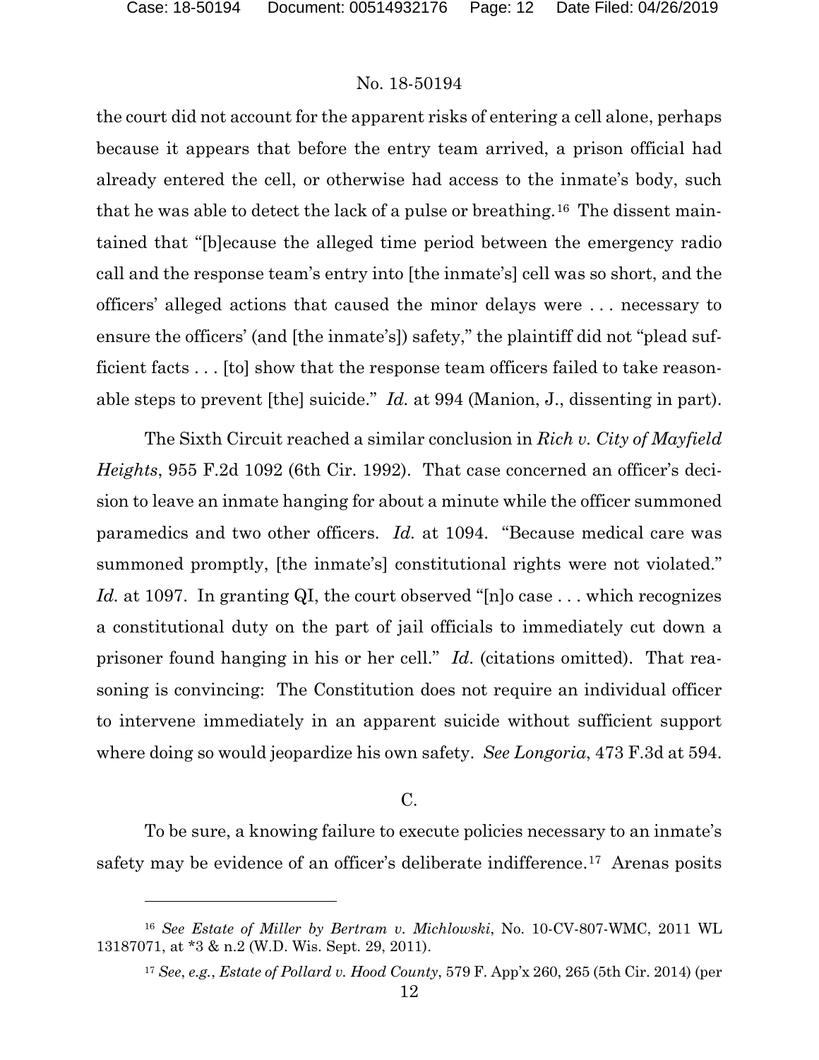the court did not account for the apparent risks of entering a cell alone, perhaps because it appears that before the entry team arrived, a prison official had already entered the cell, or otherwise had access to the inmate's body, such that he was able to detect the lack of a pulse or breathing.[16] The dissent maintained that "[b]ecause the alleged time period between the emergency radio call and the response team's entry into [the inmate's] cell was so short, and the officers' alleged actions that caused the minor delays were . . . necessary to ensure the officers' (and [the inmate's]) safety," the plaintiff did not "plead sufficient facts . . . [to] show that the response team officers failed to take reasonable steps to prevent [the] suicide." *Id.* at 994 (Manion, J., dissenting in part).

The Sixth Circuit reached a similar conclusion in *Rich v. City of Mayfield Heights*, 955 F.2d 1092 (6th Cir. 1992). That case concerned an officer's decision to leave an inmate hanging for about a minute while the officer summoned paramedics and two other officers. *Id.* at 1094. "Because medical care was summoned promptly, [the inmate's] constitutional rights were not violated." *Id.* at 1097. In granting QI, the court observed "[n]o case . . . which recognizes a constitutional duty on the part of jail officials to immediately cut down a prisoner found hanging in his or her cell." *Id.* (citations omitted). That reasoning is convincing: The Constitution does not require an individual officer to intervene immediately in an apparent suicide without sufficient support where doing so would jeopardize his own safety. *See Longoria*, 473 F.3d at 594.

## C.

To be sure, a knowing failure to execute policies necessary to an inmate's safety may be evidence of an officer's deliberate indifference.[17] Arenas posits

---

[16] *See Estate of Miller by Bertram v. Michlowski*, No. 10-CV-807-WMC, 2011 WL 13187071, at *3 & n.2 (W.D. Wis. Sept. 29, 2011).

[17] *See, e.g.*, *Estate of Pollard v. Hood County*, 579 F. App'x 260, 265 (5th Cir. 2014) (per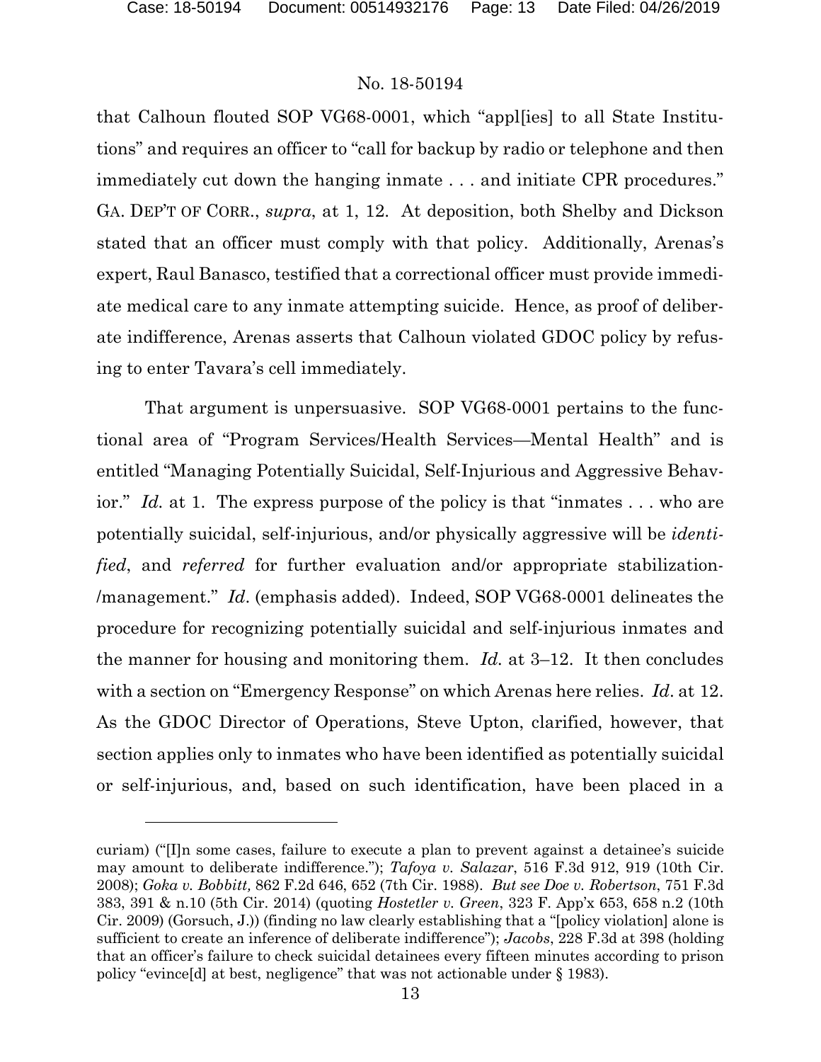that Calhoun flouted SOP VG68-0001, which "appl[ies] to all State Institutions" and requires an officer to "call for backup by radio or telephone and then immediately cut down the hanging inmate . . . and initiate CPR procedures." GA. DEP'T OF CORR., *supra*, at 1, 12. At deposition, both Shelby and Dickson stated that an officer must comply with that policy. Additionally, Arenas's expert, Raul Banasco, testified that a correctional officer must provide immediate medical care to any inmate attempting suicide. Hence, as proof of deliberate indifference, Arenas asserts that Calhoun violated GDOC policy by refusing to enter Tavara's cell immediately.

That argument is unpersuasive. SOP VG68-0001 pertains to the functional area of "Program Services/Health Services—Mental Health" and is entitled "Managing Potentially Suicidal, Self-Injurious and Aggressive Behavior." *Id.* at 1. The express purpose of the policy is that "inmates . . . who are potentially suicidal, self-injurious, and/or physically aggressive will be *identified*, and *referred* for further evaluation and/or appropriate stabilization-/management." *Id*. (emphasis added). Indeed, SOP VG68-0001 delineates the procedure for recognizing potentially suicidal and self-injurious inmates and the manner for housing and monitoring them. *Id.* at 3–12. It then concludes with a section on "Emergency Response" on which Arenas here relies. *Id*. at 12. As the GDOC Director of Operations, Steve Upton, clarified, however, that section applies only to inmates who have been identified as potentially suicidal or self-injurious, and, based on such identification, have been placed in a

---

curiam) ("[I]n some cases, failure to execute a plan to prevent against a detainee's suicide may amount to deliberate indifference."); *Tafoya v. Salazar*, 516 F.3d 912, 919 (10th Cir. 2008); *Goka v. Bobbitt,* 862 F.2d 646, 652 (7th Cir. 1988). *But see Doe v. Robertson*, 751 F.3d 383, 391 & n.10 (5th Cir. 2014) (quoting *Hostetler v. Green*, 323 F. App'x 653, 658 n.2 (10th Cir. 2009) (Gorsuch, J.)) (finding no law clearly establishing that a "[policy violation] alone is sufficient to create an inference of deliberate indifference"); *Jacobs*, 228 F.3d at 398 (holding that an officer's failure to check suicidal detainees every fifteen minutes according to prison policy "evince[d] at best, negligence" that was not actionable under § 1983).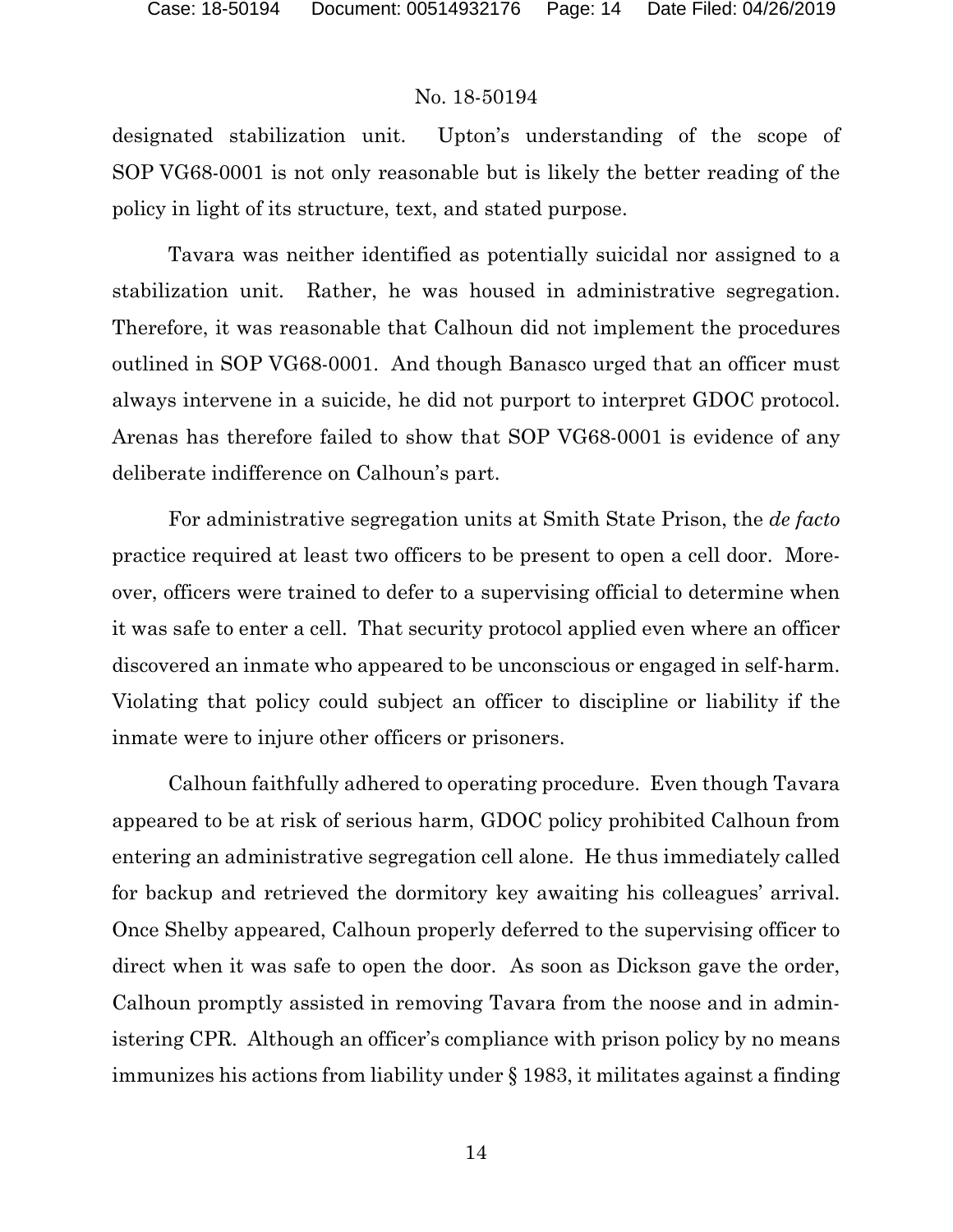designated stabilization unit. Upton's understanding of the scope of SOP VG68-0001 is not only reasonable but is likely the better reading of the policy in light of its structure, text, and stated purpose.

Tavara was neither identified as potentially suicidal nor assigned to a stabilization unit. Rather, he was housed in administrative segregation. Therefore, it was reasonable that Calhoun did not implement the procedures outlined in SOP VG68-0001. And though Banasco urged that an officer must always intervene in a suicide, he did not purport to interpret GDOC protocol. Arenas has therefore failed to show that SOP VG68-0001 is evidence of any deliberate indifference on Calhoun's part.

For administrative segregation units at Smith State Prison, the *de facto* practice required at least two officers to be present to open a cell door. Moreover, officers were trained to defer to a supervising official to determine when it was safe to enter a cell. That security protocol applied even where an officer discovered an inmate who appeared to be unconscious or engaged in self-harm. Violating that policy could subject an officer to discipline or liability if the inmate were to injure other officers or prisoners.

Calhoun faithfully adhered to operating procedure. Even though Tavara appeared to be at risk of serious harm, GDOC policy prohibited Calhoun from entering an administrative segregation cell alone. He thus immediately called for backup and retrieved the dormitory key awaiting his colleagues' arrival. Once Shelby appeared, Calhoun properly deferred to the supervising officer to direct when it was safe to open the door. As soon as Dickson gave the order, Calhoun promptly assisted in removing Tavara from the noose and in administering CPR. Although an officer's compliance with prison policy by no means immunizes his actions from liability under § 1983, it militates against a finding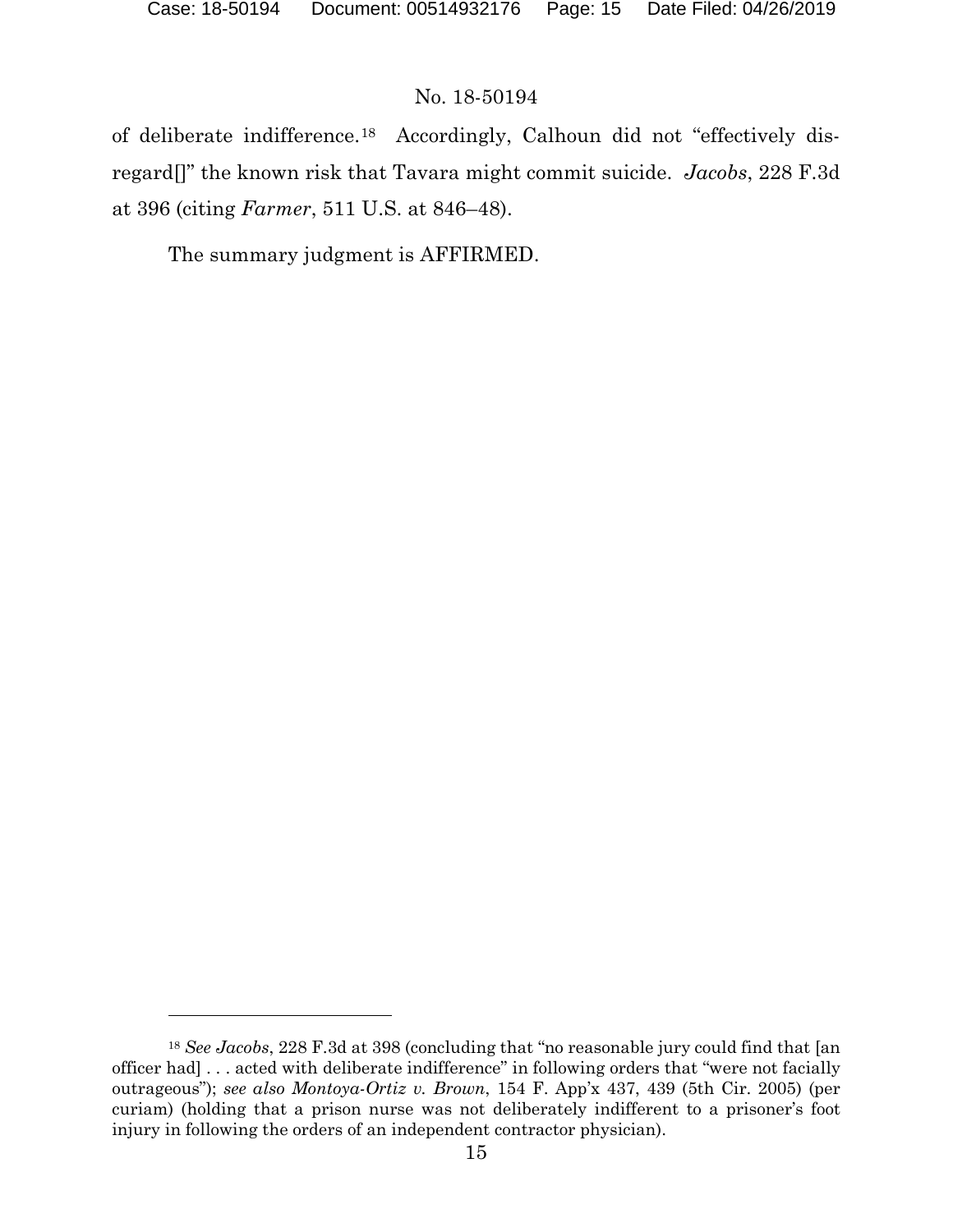of deliberate indifference.[18] Accordingly, Calhoun did not "effectively disregard[]" the known risk that Tavara might commit suicide. *Jacobs*, 228 F.3d at 396 (citing *Farmer*, 511 U.S. at 846–48).

The summary judgment is AFFIRMED.

---

[18] *See Jacobs*, 228 F.3d at 398 (concluding that "no reasonable jury could find that [an officer had] . . . acted with deliberate indifference" in following orders that "were not facially outrageous"); *see also Montoya-Ortiz v. Brown*, 154 F. App'x 437, 439 (5th Cir. 2005) (per curiam) (holding that a prison nurse was not deliberately indifferent to a prisoner's foot injury in following the orders of an independent contractor physician).